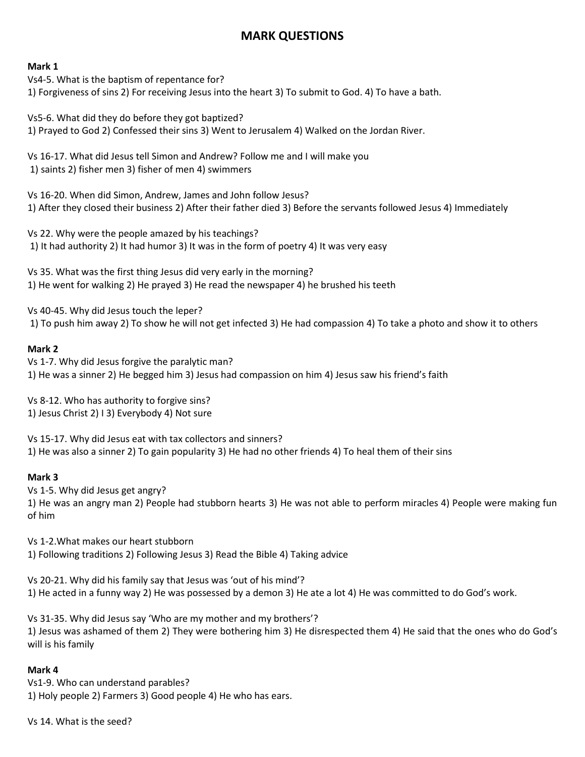# MARK QUESTIONS

**Mark 1**

Vs4-5. What is the baptism of repentance for?
1) Forgiveness of sins 2) For receiving Jesus into the heart 3) To submit to God. 4) To have a bath.

Vs5-6. What did they do before they got baptized?
1) Prayed to God 2) Confessed their sins 3) Went to Jerusalem 4) Walked on the Jordan River.

Vs 16-17. What did Jesus tell Simon and Andrew? Follow me and I will make you
1) saints 2) fisher men 3) fisher of men 4) swimmers

Vs 16-20. When did Simon, Andrew, James and John follow Jesus?
1) After they closed their business 2) After their father died 3) Before the servants followed Jesus 4) Immediately

Vs 22. Why were the people amazed by his teachings?
1) It had authority 2) It had humor 3) It was in the form of poetry 4) It was very easy

Vs 35. What was the first thing Jesus did very early in the morning?
1) He went for walking 2) He prayed 3) He read the newspaper 4) he brushed his teeth

Vs 40-45. Why did Jesus touch the leper?
1) To push him away 2) To show he will not get infected 3) He had compassion 4) To take a photo and show it to others

**Mark 2**

Vs 1-7. Why did Jesus forgive the paralytic man?
1) He was a sinner 2) He begged him 3) Jesus had compassion on him 4) Jesus saw his friend's faith

Vs 8-12. Who has authority to forgive sins?
1) Jesus Christ 2) I 3) Everybody 4) Not sure

Vs 15-17. Why did Jesus eat with tax collectors and sinners?
1) He was also a sinner 2) To gain popularity 3) He had no other friends 4) To heal them of their sins

**Mark 3**

Vs 1-5. Why did Jesus get angry?
1) He was an angry man 2) People had stubborn hearts 3) He was not able to perform miracles 4) People were making fun of him

Vs 1-2.What makes our heart stubborn
1) Following traditions 2) Following Jesus 3) Read the Bible 4) Taking advice

Vs 20-21. Why did his family say that Jesus was 'out of his mind'?
1) He acted in a funny way 2) He was possessed by a demon 3) He ate a lot 4) He was committed to do God's work.

Vs 31-35. Why did Jesus say 'Who are my mother and my brothers'?
1) Jesus was ashamed of them 2) They were bothering him 3) He disrespected them 4) He said that the ones who do God's will is his family

**Mark 4**

Vs1-9. Who can understand parables?
1) Holy people 2) Farmers 3) Good people 4) He who has ears.

Vs 14. What is the seed?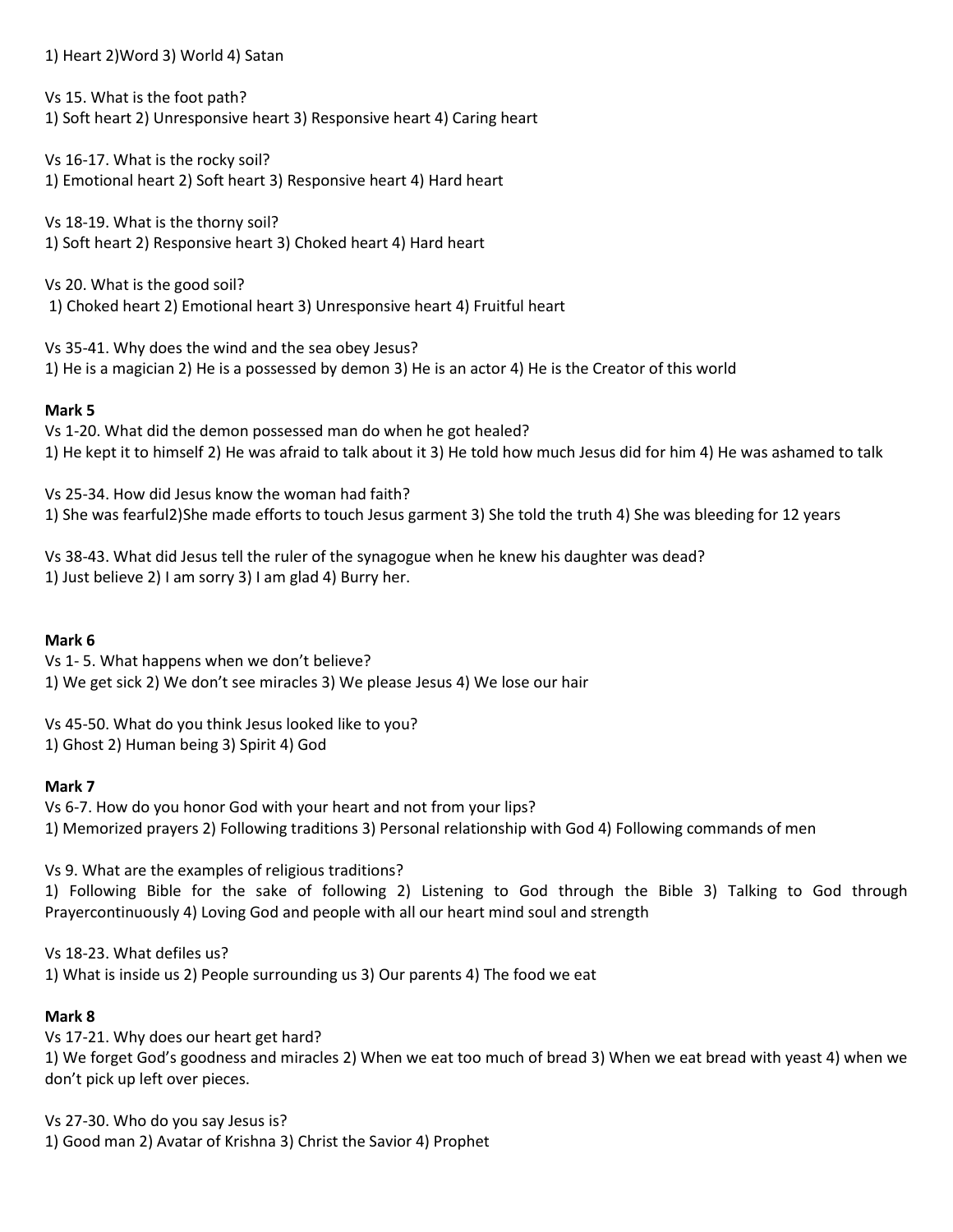1) Heart 2)Word 3) World 4) Satan

Vs 15. What is the foot path?
1) Soft heart 2) Unresponsive heart 3) Responsive heart 4) Caring heart

Vs 16-17. What is the rocky soil?
1) Emotional heart 2) Soft heart 3) Responsive heart 4) Hard heart

Vs 18-19. What is the thorny soil?
1) Soft heart 2) Responsive heart 3) Choked heart 4) Hard heart

Vs 20. What is the good soil?
1) Choked heart 2) Emotional heart 3) Unresponsive heart 4) Fruitful heart

Vs 35-41. Why does the wind and the sea obey Jesus?
1) He is a magician 2) He is a possessed by demon 3) He is an actor 4) He is the Creator of this world

**Mark 5**

Vs 1-20. What did the demon possessed man do when he got healed?
1) He kept it to himself 2) He was afraid to talk about it 3) He told how much Jesus did for him 4) He was ashamed to talk

Vs 25-34. How did Jesus know the woman had faith?
1) She was fearful2)She made efforts to touch Jesus garment 3) She told the truth 4) She was bleeding for 12 years

Vs 38-43. What did Jesus tell the ruler of the synagogue when he knew his daughter was dead?
1) Just believe 2) I am sorry 3) I am glad 4) Burry her.

**Mark 6**

Vs 1- 5. What happens when we don't believe?
1) We get sick 2) We don't see miracles 3) We please Jesus 4) We lose our hair

Vs 45-50. What do you think Jesus looked like to you?
1) Ghost 2) Human being 3) Spirit 4) God

**Mark 7**

Vs 6-7. How do you honor God with your heart and not from your lips?
1) Memorized prayers 2) Following traditions 3) Personal relationship with God 4) Following commands of men

Vs 9. What are the examples of religious traditions?
1) Following Bible for the sake of following 2) Listening to God through the Bible 3) Talking to God through Prayercontinuously 4) Loving God and people with all our heart mind soul and strength

Vs 18-23. What defiles us?
1) What is inside us 2) People surrounding us 3) Our parents 4) The food we eat

**Mark 8**

Vs 17-21. Why does our heart get hard?
1) We forget God's goodness and miracles 2) When we eat too much of bread 3) When we eat bread with yeast 4) when we don't pick up left over pieces.

Vs 27-30. Who do you say Jesus is?
1) Good man 2) Avatar of Krishna 3) Christ the Savior 4) Prophet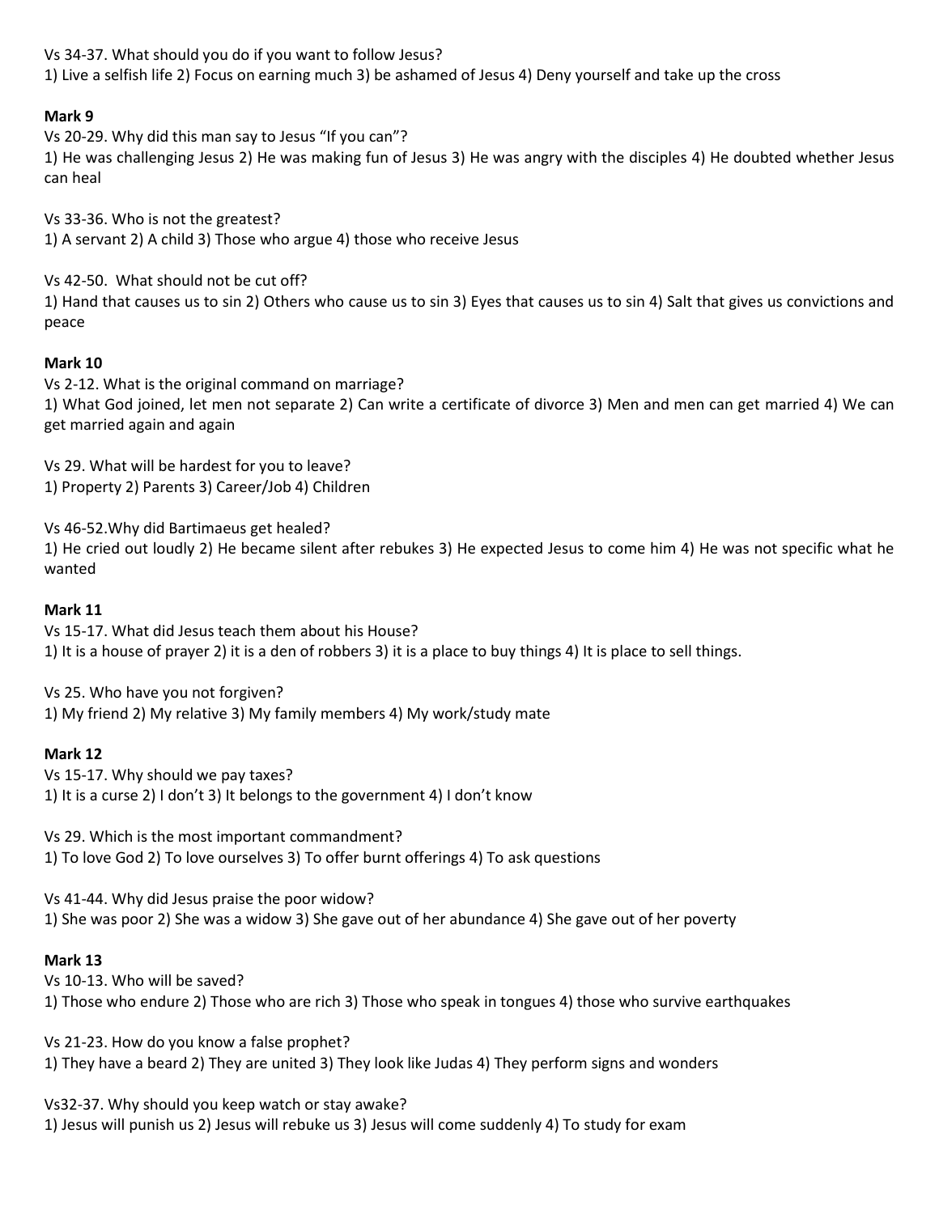Vs 34-37. What should you do if you want to follow Jesus?
1) Live a selfish life 2) Focus on earning much 3) be ashamed of Jesus 4) Deny yourself and take up the cross

**Mark 9**

Vs 20-29. Why did this man say to Jesus "If you can"?
1) He was challenging Jesus 2) He was making fun of Jesus 3) He was angry with the disciples 4) He doubted whether Jesus can heal

Vs 33-36. Who is not the greatest?
1) A servant 2) A child 3) Those who argue 4) those who receive Jesus

Vs 42-50. What should not be cut off?
1) Hand that causes us to sin 2) Others who cause us to sin 3) Eyes that causes us to sin 4) Salt that gives us convictions and peace

**Mark 10**

Vs 2-12. What is the original command on marriage?
1) What God joined, let men not separate 2) Can write a certificate of divorce 3) Men and men can get married 4) We can get married again and again

Vs 29. What will be hardest for you to leave?
1) Property 2) Parents 3) Career/Job 4) Children

Vs 46-52.Why did Bartimaeus get healed?
1) He cried out loudly 2) He became silent after rebukes 3) He expected Jesus to come him 4) He was not specific what he wanted

**Mark 11**

Vs 15-17. What did Jesus teach them about his House?
1) It is a house of prayer 2) it is a den of robbers 3) it is a place to buy things 4) It is place to sell things.

Vs 25. Who have you not forgiven?
1) My friend 2) My relative 3) My family members 4) My work/study mate

**Mark 12**

Vs 15-17. Why should we pay taxes?
1) It is a curse 2) I don't 3) It belongs to the government 4) I don't know

Vs 29. Which is the most important commandment?
1) To love God 2) To love ourselves 3) To offer burnt offerings 4) To ask questions

Vs 41-44. Why did Jesus praise the poor widow?
1) She was poor 2) She was a widow 3) She gave out of her abundance 4) She gave out of her poverty

**Mark 13**

Vs 10-13. Who will be saved?
1) Those who endure 2) Those who are rich 3) Those who speak in tongues 4) those who survive earthquakes

Vs 21-23. How do you know a false prophet?
1) They have a beard 2) They are united 3) They look like Judas 4) They perform signs and wonders

Vs32-37. Why should you keep watch or stay awake?
1) Jesus will punish us 2) Jesus will rebuke us 3) Jesus will come suddenly 4) To study for exam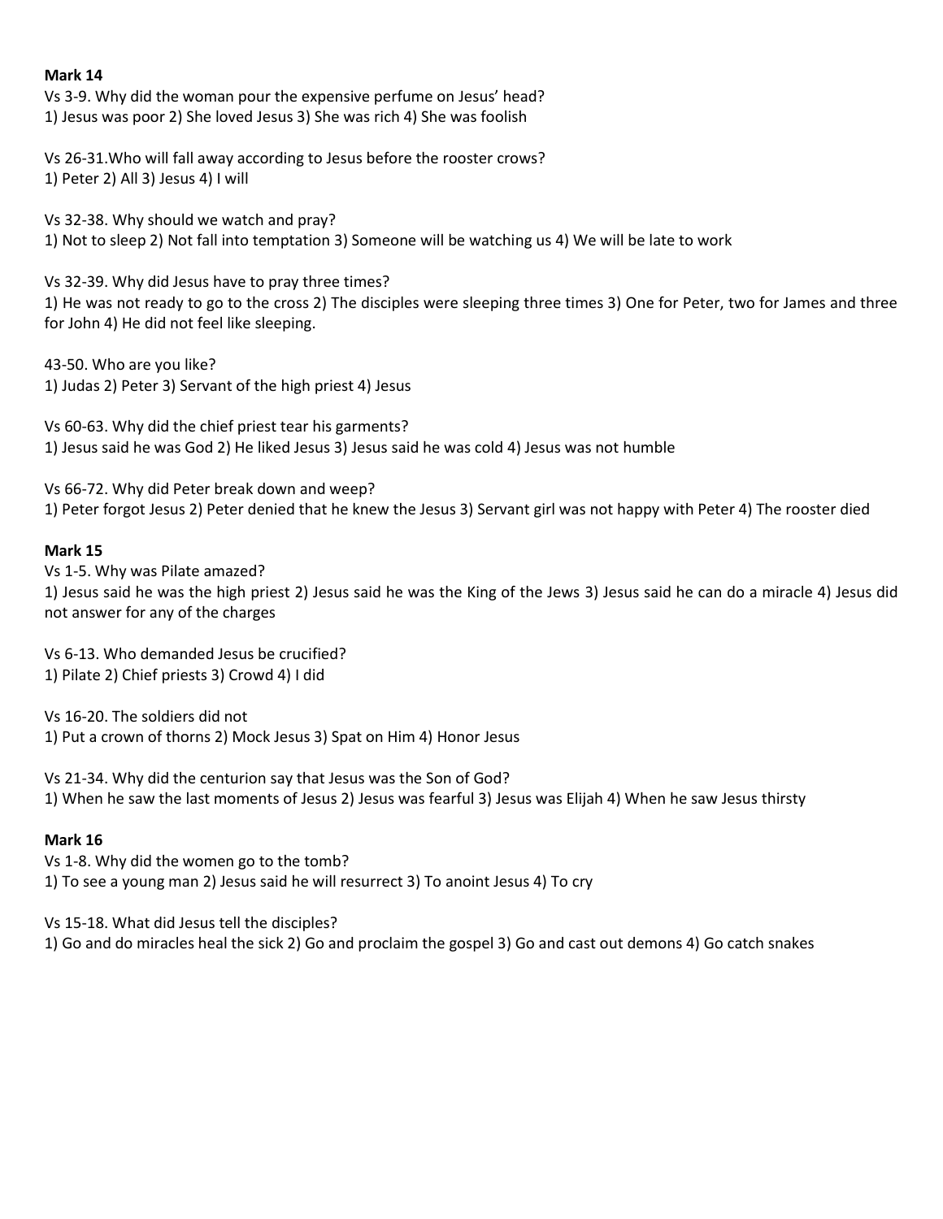**Mark 14**

Vs 3-9. Why did the woman pour the expensive perfume on Jesus' head?
1) Jesus was poor 2) She loved Jesus 3) She was rich 4) She was foolish

Vs 26-31.Who will fall away according to Jesus before the rooster crows?
1) Peter 2) All 3) Jesus 4) I will

Vs 32-38. Why should we watch and pray?
1) Not to sleep 2) Not fall into temptation 3) Someone will be watching us 4) We will be late to work

Vs 32-39. Why did Jesus have to pray three times?
1) He was not ready to go to the cross 2) The disciples were sleeping three times 3) One for Peter, two for James and three for John 4) He did not feel like sleeping.

43-50. Who are you like?
1) Judas 2) Peter 3) Servant of the high priest 4) Jesus

Vs 60-63. Why did the chief priest tear his garments?
1) Jesus said he was God 2) He liked Jesus 3) Jesus said he was cold 4) Jesus was not humble

Vs 66-72. Why did Peter break down and weep?
1) Peter forgot Jesus 2) Peter denied that he knew the Jesus 3) Servant girl was not happy with Peter 4) The rooster died

**Mark 15**

Vs 1-5. Why was Pilate amazed?
1) Jesus said he was the high priest 2) Jesus said he was the King of the Jews 3) Jesus said he can do a miracle 4) Jesus did not answer for any of the charges

Vs 6-13. Who demanded Jesus be crucified?
1) Pilate 2) Chief priests 3) Crowd 4) I did

Vs 16-20. The soldiers did not
1) Put a crown of thorns 2) Mock Jesus 3) Spat on Him 4) Honor Jesus

Vs 21-34. Why did the centurion say that Jesus was the Son of God?
1) When he saw the last moments of Jesus 2) Jesus was fearful 3) Jesus was Elijah 4) When he saw Jesus thirsty

**Mark 16**

Vs 1-8. Why did the women go to the tomb?
1) To see a young man 2) Jesus said he will resurrect 3) To anoint Jesus 4) To cry

Vs 15-18. What did Jesus tell the disciples?
1) Go and do miracles heal the sick 2) Go and proclaim the gospel 3) Go and cast out demons 4) Go catch snakes